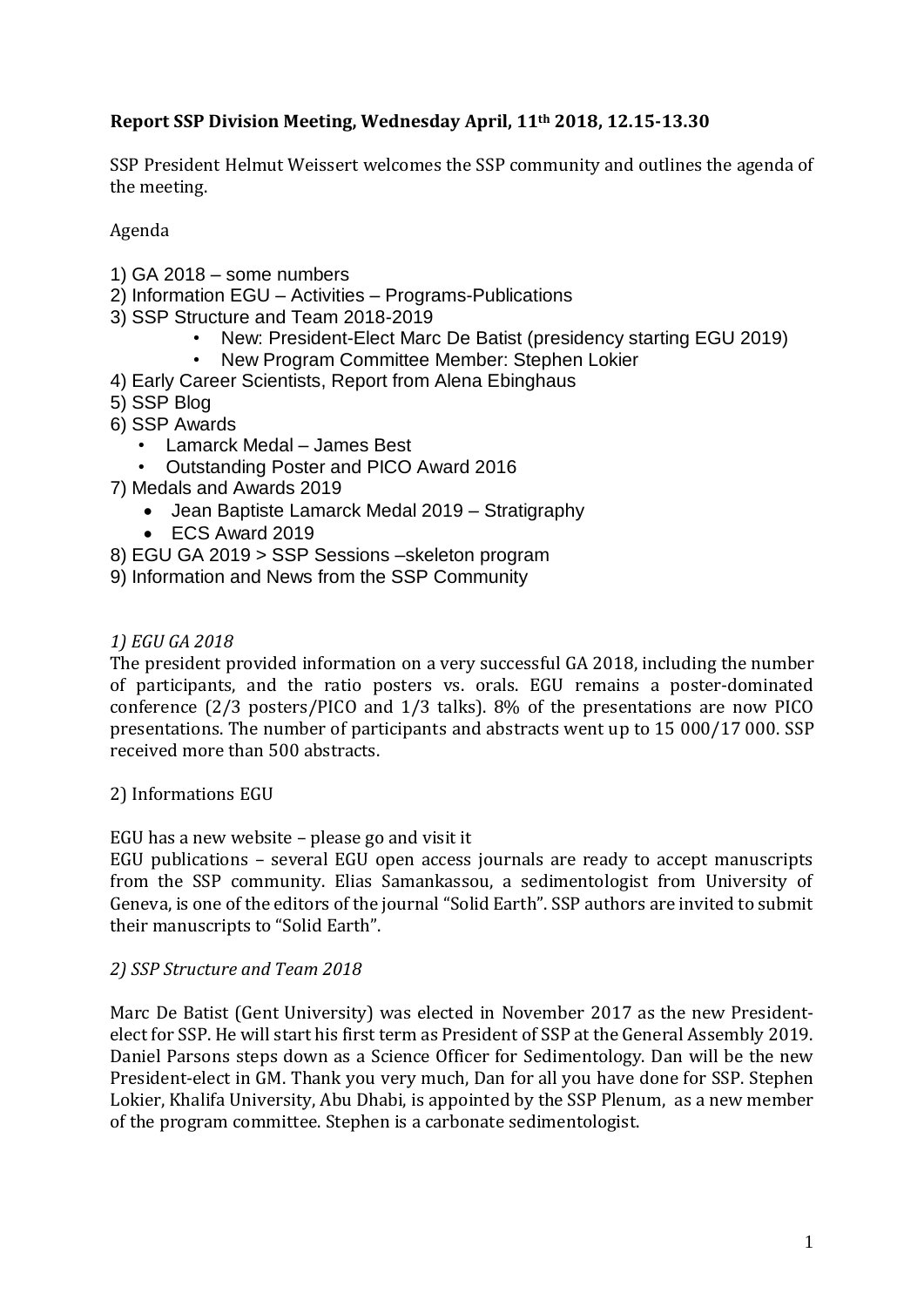**Report SSP Division Meeting, Wednesday April, 11th 2018, 12.15-13.30**

SSP President Helmut Weissert welcomes the SSP community and outlines the agenda of the meeting.

Agenda

1) GA 2018 – some numbers
2) Information EGU – Activities – Programs-Publications
3) SSP Structure and Team 2018-2019
    - New: President-Elect Marc De Batist (presidency starting EGU 2019)
    - New Program Committee Member: Stephen Lokier
4) Early Career Scientists, Report from Alena Ebinghaus
5) SSP Blog
6) SSP Awards
    - Lamarck Medal – James Best
    - Outstanding Poster and PICO Award 2016
7) Medals and Awards 2019
    - Jean Baptiste Lamarck Medal 2019 – Stratigraphy
    - ECS Award 2019
8) EGU GA 2019 > SSP Sessions –skeleton program
9) Information and News from the SSP Community

*1) EGU GA 2018*

The president provided information on a very successful GA 2018, including the number of participants, and the ratio posters vs. orals. EGU remains a poster-dominated conference (2/3 posters/PICO and 1/3 talks). 8% of the presentations are now PICO presentations. The number of participants and abstracts went up to 15 000/17 000. SSP received more than 500 abstracts.

2) Informations EGU

EGU has a new website – please go and visit it

EGU publications – several EGU open access journals are ready to accept manuscripts from the SSP community. Elias Samankassou, a sedimentologist from University of Geneva, is one of the editors of the journal “Solid Earth”. SSP authors are invited to submit their manuscripts to “Solid Earth”.

*2) SSP Structure and Team 2018*

Marc De Batist (Gent University) was elected in November 2017 as the new President-elect for SSP. He will start his first term as President of SSP at the General Assembly 2019. Daniel Parsons steps down as a Science Officer for Sedimentology. Dan will be the new President-elect in GM. Thank you very much, Dan for all you have done for SSP. Stephen Lokier, Khalifa University, Abu Dhabi, is appointed by the SSP Plenum, as a new member of the program committee. Stephen is a carbonate sedimentologist.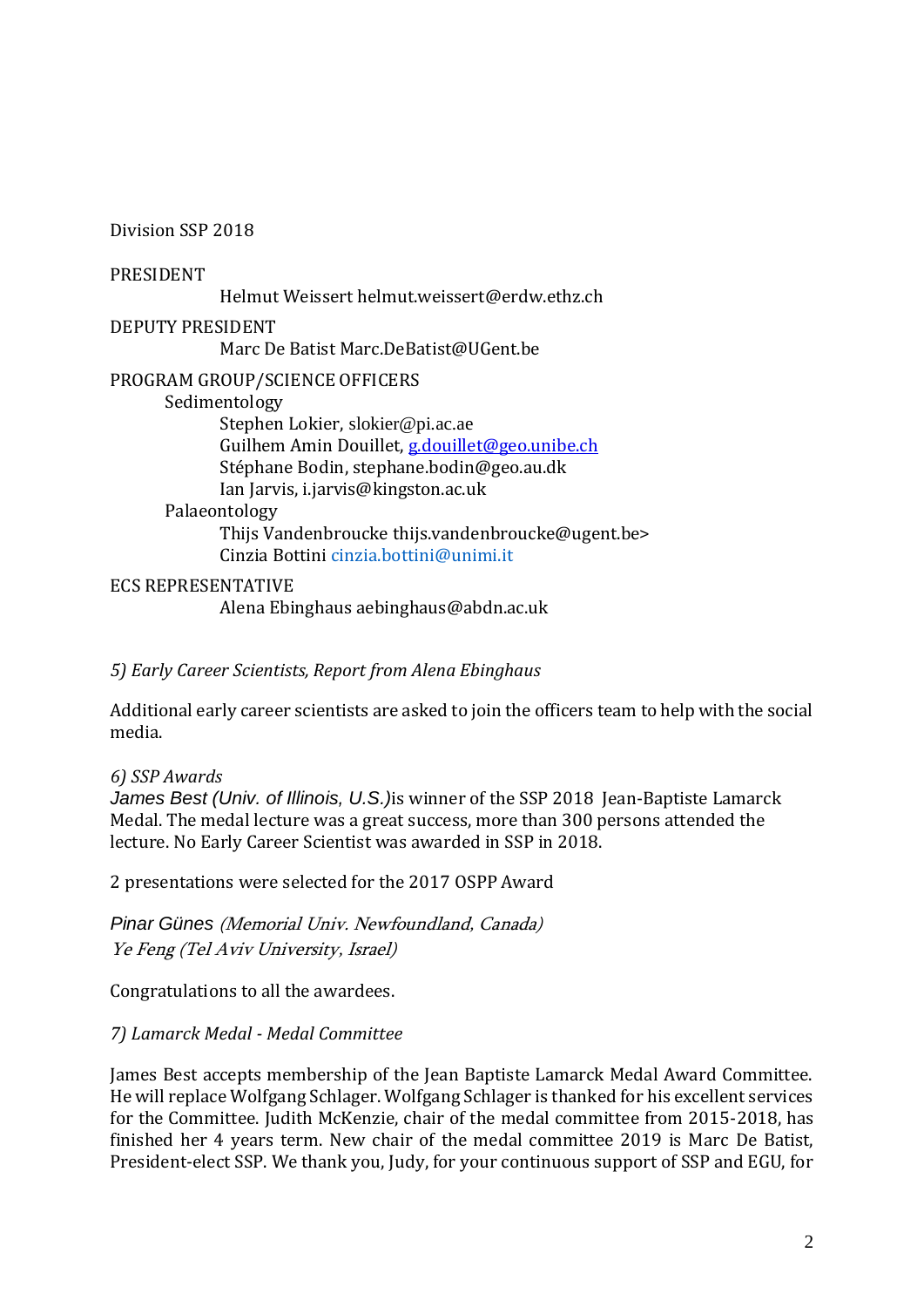Division SSP 2018

PRESIDENT

Helmut Weissert helmut.weissert@erdw.ethz.ch

DEPUTY PRESIDENT

Marc De Batist Marc.DeBatist@UGent.be

PROGRAM GROUP/SCIENCE OFFICERS

Sedimentology

Stephen Lokier, slokier@pi.ac.ae
Guilhem Amin Douillet, g.douillet@geo.unibe.ch
Stéphane Bodin, stephane.bodin@geo.au.dk
Ian Jarvis, i.jarvis@kingston.ac.uk

Palaeontology

Thijs Vandenbroucke thijs.vandenbroucke@ugent.be>
Cinzia Bottini cinzia.bottini@unimi.it

ECS REPRESENTATIVE

Alena Ebinghaus aebinghaus@abdn.ac.uk

*5) Early Career Scientists, Report from Alena Ebinghaus*

Additional early career scientists are asked to join the officers team to help with the social media.

*6) SSP Awards*

*James Best (Univ. of Illinois, U.S.)* is winner of the SSP 2018 Jean-Baptiste Lamarck Medal. The medal lecture was a great success, more than 300 persons attended the lecture. No Early Career Scientist was awarded in SSP in 2018.

2 presentations were selected for the 2017 OSPP Award

*Pinar Günes (Memorial Univ. Newfoundland, Canada)*
*Ye Feng (Tel Aviv University, Israel)*

Congratulations to all the awardees.

*7) Lamarck Medal - Medal Committee*

James Best accepts membership of the Jean Baptiste Lamarck Medal Award Committee. He will replace Wolfgang Schlager. Wolfgang Schlager is thanked for his excellent services for the Committee. Judith McKenzie, chair of the medal committee from 2015-2018, has finished her 4 years term. New chair of the medal committee 2019 is Marc De Batist, President-elect SSP. We thank you, Judy, for your continuous support of SSP and EGU, for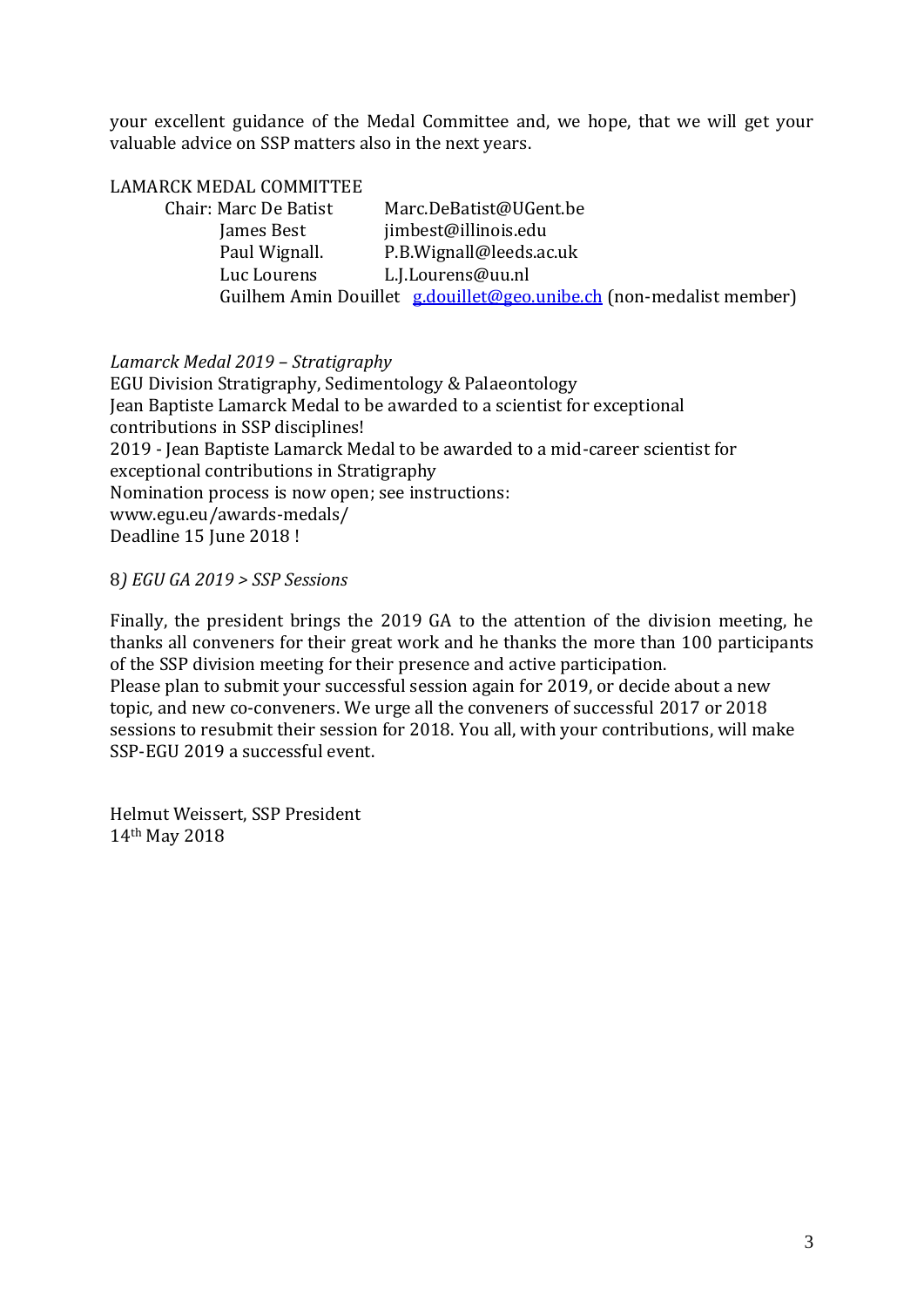your excellent guidance of the Medal Committee and, we hope, that we will get your valuable advice on SSP matters also in the next years.

LAMARCK MEDAL COMMITTEE

| | |
|---|---|
| Chair: Marc De Batist | Marc.DeBatist@UGent.be |
| James Best | jimbest@illinois.edu |
| Paul Wignall. | P.B.Wignall@leeds.ac.uk |
| Luc Lourens | L.J.Lourens@uu.nl |
| Guilhem Amin Douillet | g.douillet@geo.unibe.ch (non-medalist member) |

*Lamarck Medal 2019 – Stratigraphy*
EGU Division Stratigraphy, Sedimentology & Palaeontology
Jean Baptiste Lamarck Medal to be awarded to a scientist for exceptional contributions in SSP disciplines!
2019 - Jean Baptiste Lamarck Medal to be awarded to a mid-career scientist for exceptional contributions in Stratigraphy
Nomination process is now open; see instructions:
www.egu.eu/awards-medals/
Deadline 15 June 2018 !

8*) EGU GA 2019 > SSP Sessions*

Finally, the president brings the 2019 GA to the attention of the division meeting, he thanks all conveners for their great work and he thanks the more than 100 participants of the SSP division meeting for their presence and active participation.
Please plan to submit your successful session again for 2019, or decide about a new topic, and new co-conveners. We urge all the conveners of successful 2017 or 2018 sessions to resubmit their session for 2018. You all, with your contributions, will make SSP-EGU 2019 a successful event.

Helmut Weissert, SSP President
14th May 2018